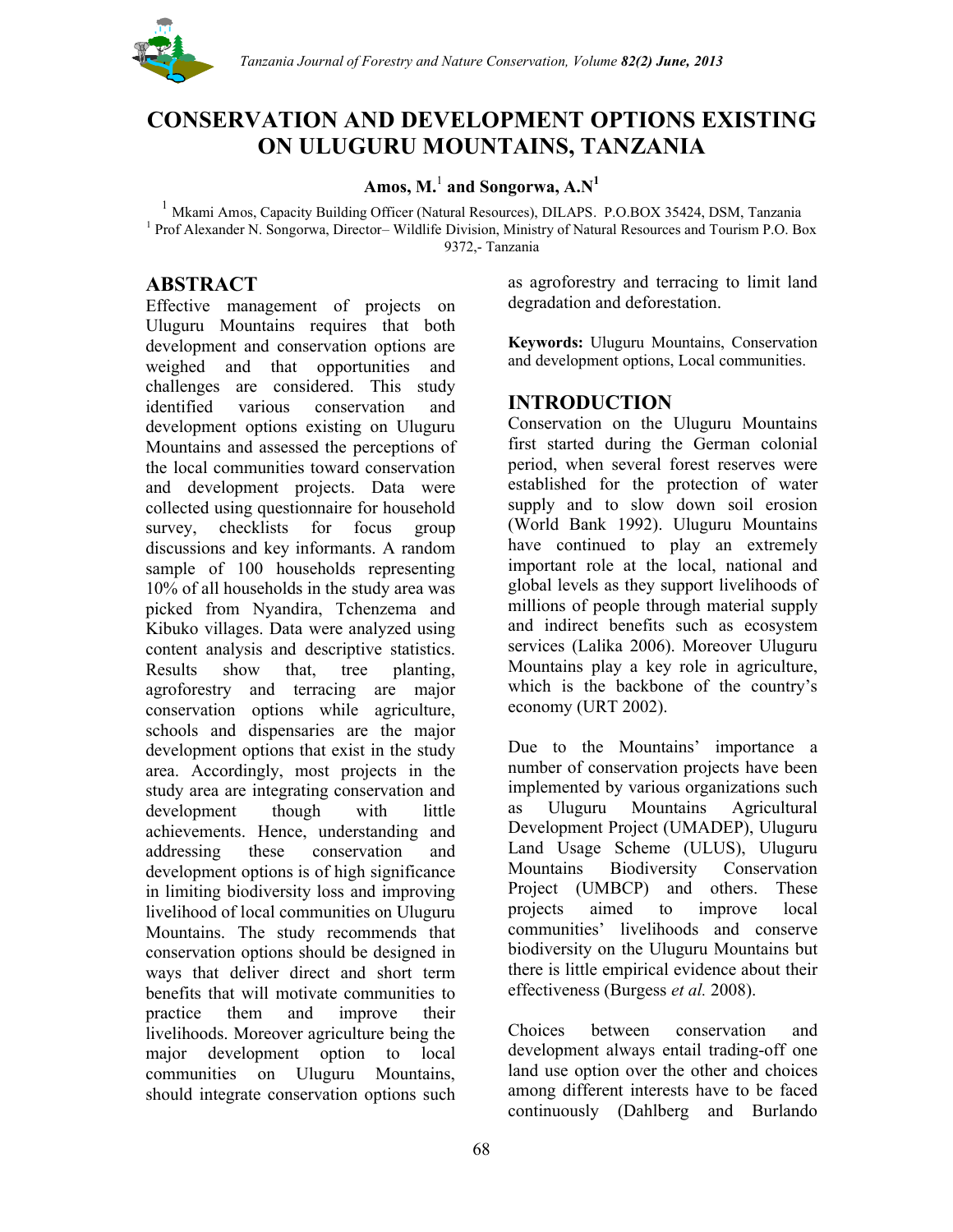# CONSERVATION AND DEVELOPMENT OPTIONS EXISTING ON ULUGURU MOUNTAINS, TANZANIA

**Amos, M.**[1] **and Songorwa, A.N**[1]

[1] Mkami Amos, Capacity Building Officer (Natural Resources), DILAPS. P.O.BOX 35424, DSM, Tanzania
[1] Prof Alexander N. Songorwa, Director– Wildlife Division, Ministry of Natural Resources and Tourism P.O. Box 9372,- Tanzania

## ABSTRACT

Effective management of projects on Uluguru Mountains requires that both development and conservation options are weighed and that opportunities and challenges are considered. This study identified various conservation and development options existing on Uluguru Mountains and assessed the perceptions of the local communities toward conservation and development projects. Data were collected using questionnaire for household survey, checklists for focus group discussions and key informants. A random sample of 100 households representing 10% of all households in the study area was picked from Nyandira, Tchenzema and Kibuko villages. Data were analyzed using content analysis and descriptive statistics. Results show that, tree planting, agroforestry and terracing are major conservation options while agriculture, schools and dispensaries are the major development options that exist in the study area. Accordingly, most projects in the study area are integrating conservation and development though with little achievements. Hence, understanding and addressing these conservation and development options is of high significance in limiting biodiversity loss and improving livelihood of local communities on Uluguru Mountains. The study recommends that conservation options should be designed in ways that deliver direct and short term benefits that will motivate communities to practice them and improve their livelihoods. Moreover agriculture being the major development option to local communities on Uluguru Mountains, should integrate conservation options such as agroforestry and terracing to limit land degradation and deforestation.

**Keywords:** Uluguru Mountains, Conservation and development options, Local communities.

## INTRODUCTION

Conservation on the Uluguru Mountains first started during the German colonial period, when several forest reserves were established for the protection of water supply and to slow down soil erosion (World Bank 1992). Uluguru Mountains have continued to play an extremely important role at the local, national and global levels as they support livelihoods of millions of people through material supply and indirect benefits such as ecosystem services (Lalika 2006). Moreover Uluguru Mountains play a key role in agriculture, which is the backbone of the country's economy (URT 2002).

Due to the Mountains' importance a number of conservation projects have been implemented by various organizations such as Uluguru Mountains Agricultural Development Project (UMADEP), Uluguru Land Usage Scheme (ULUS), Uluguru Mountains Biodiversity Conservation Project (UMBCP) and others. These projects aimed to improve local communities' livelihoods and conserve biodiversity on the Uluguru Mountains but there is little empirical evidence about their effectiveness (Burgess *et al.* 2008).

Choices between conservation and development always entail trading-off one land use option over the other and choices among different interests have to be faced continuously (Dahlberg and Burlando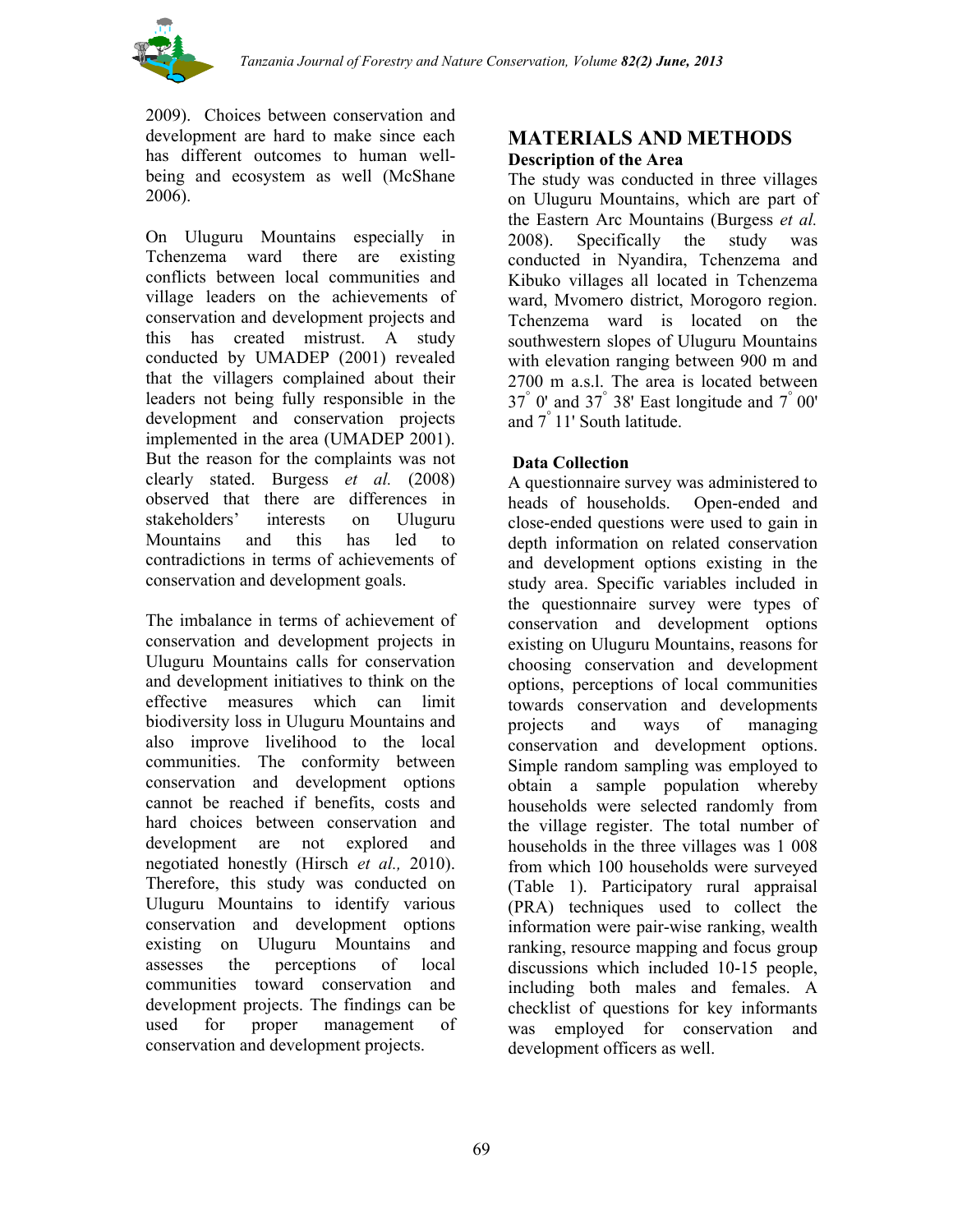2009). Choices between conservation and development are hard to make since each has different outcomes to human well-being and ecosystem as well (McShane 2006).

On Uluguru Mountains especially in Tchenzema ward there are existing conflicts between local communities and village leaders on the achievements of conservation and development projects and this has created mistrust. A study conducted by UMADEP (2001) revealed that the villagers complained about their leaders not being fully responsible in the development and conservation projects implemented in the area (UMADEP 2001). But the reason for the complaints was not clearly stated. Burgess *et al.* (2008) observed that there are differences in stakeholders' interests on Uluguru Mountains and this has led to contradictions in terms of achievements of conservation and development goals.

The imbalance in terms of achievement of conservation and development projects in Uluguru Mountains calls for conservation and development initiatives to think on the effective measures which can limit biodiversity loss in Uluguru Mountains and also improve livelihood to the local communities. The conformity between conservation and development options cannot be reached if benefits, costs and hard choices between conservation and development are not explored and negotiated honestly (Hirsch *et al.,* 2010). Therefore, this study was conducted on Uluguru Mountains to identify various conservation and development options existing on Uluguru Mountains and assesses the perceptions of local communities toward conservation and development projects. The findings can be used for proper management of conservation and development projects.

## MATERIALS AND METHODS

### Description of the Area

The study was conducted in three villages on Uluguru Mountains, which are part of the Eastern Arc Mountains (Burgess *et al.* 2008). Specifically the study was conducted in Nyandira, Tchenzema and Kibuko villages all located in Tchenzema ward, Mvomero district, Morogoro region. Tchenzema ward is located on the southwestern slopes of Uluguru Mountains with elevation ranging between 900 m and 2700 m a.s.l. The area is located between $37^{\circ}$ 0' and $37^{\circ}$ 38' East longitude and $7^{\circ}$ 00' and $7^{\circ}$ 11' South latitude.

### Data Collection

A questionnaire survey was administered to heads of households. Open-ended and close-ended questions were used to gain in depth information on related conservation and development options existing in the study area. Specific variables included in the questionnaire survey were types of conservation and development options existing on Uluguru Mountains, reasons for choosing conservation and development options, perceptions of local communities towards conservation and developments projects and ways of managing conservation and development options. Simple random sampling was employed to obtain a sample population whereby households were selected randomly from the village register. The total number of households in the three villages was 1 008 from which 100 households were surveyed (Table 1). Participatory rural appraisal (PRA) techniques used to collect the information were pair-wise ranking, wealth ranking, resource mapping and focus group discussions which included 10-15 people, including both males and females. A checklist of questions for key informants was employed for conservation and development officers as well.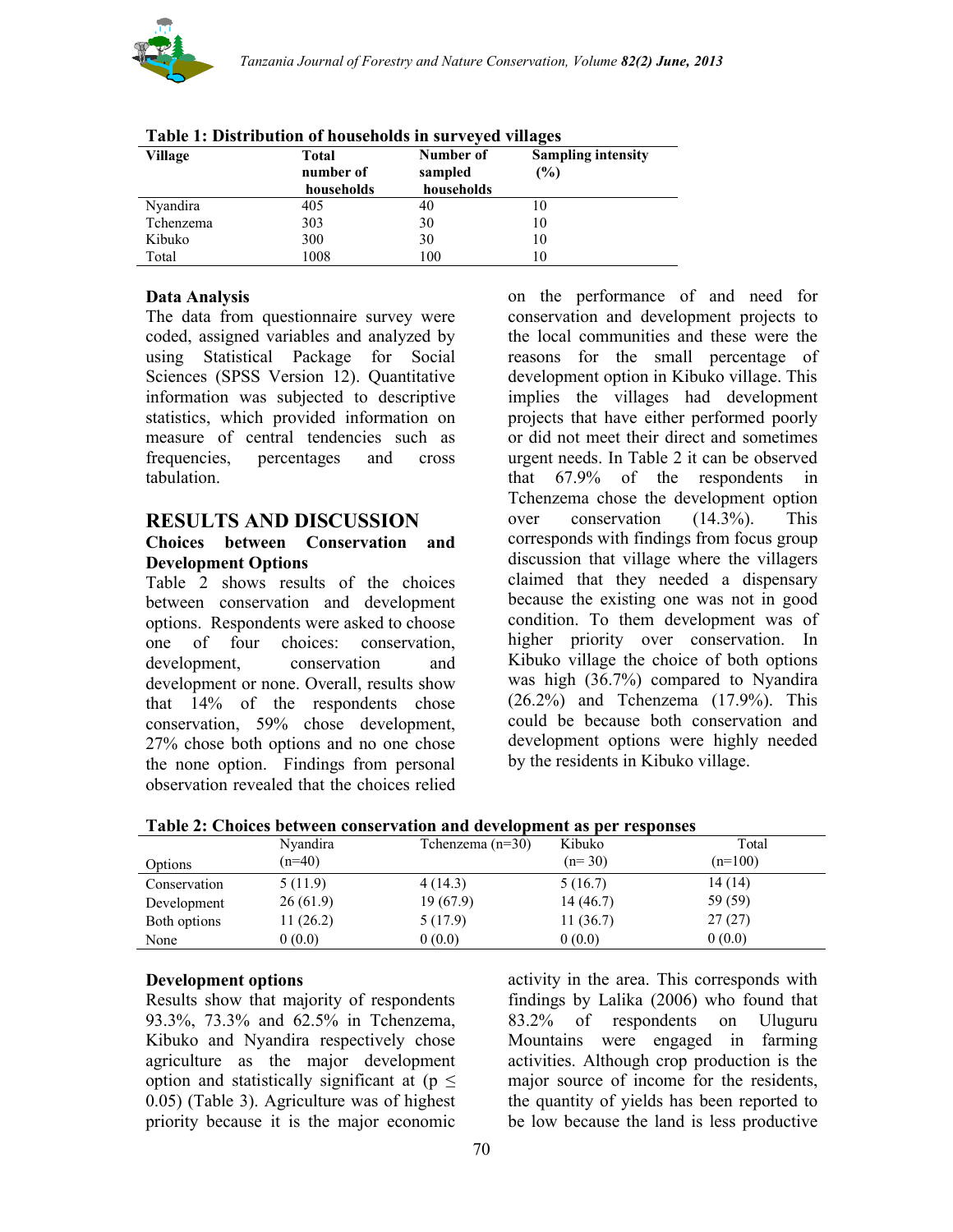**Table 1: Distribution of households in surveyed villages**

| Village | Total number of households | Number of sampled households | Sampling intensity (%) |
|---|---|---|---|
| Nyandira | 405 | 40 | 10 |
| Tchenzema | 303 | 30 | 10 |
| Kibuko | 300 | 30 | 10 |
| Total | 1008 | 100 | 10 |

### Data Analysis

The data from questionnaire survey were coded, assigned variables and analyzed by using Statistical Package for Social Sciences (SPSS Version 12). Quantitative information was subjected to descriptive statistics, which provided information on measure of central tendencies such as frequencies, percentages and cross tabulation.

## RESULTS AND DISCUSSION

### Choices between Conservation and Development Options

Table 2 shows results of the choices between conservation and development options. Respondents were asked to choose one of four choices: conservation, development, conservation and development or none. Overall, results show that 14% of the respondents chose conservation, 59% chose development, 27% chose both options and no one chose the none option. Findings from personal observation revealed that the choices relied on the performance of and need for conservation and development projects to the local communities and these were the reasons for the small percentage of development option in Kibuko village. This implies the villages had development projects that have either performed poorly or did not meet their direct and sometimes urgent needs. In Table 2 it can be observed that 67.9% of the respondents in Tchenzema chose the development option over conservation (14.3%). This corresponds with findings from focus group discussion that village where the villagers claimed that they needed a dispensary because the existing one was not in good condition. To them development was of higher priority over conservation. In Kibuko village the choice of both options was high (36.7%) compared to Nyandira (26.2%) and Tchenzema (17.9%). This could be because both conservation and development options were highly needed by the residents in Kibuko village.

**Table 2: Choices between conservation and development as per responses**

| Options | Nyandira (n=40) | Tchenzema (n=30) | Kibuko (n= 30) | Total (n=100) |
|---|---|---|---|---|
| Conservation | 5 (11.9) | 4 (14.3) | 5 (16.7) | 14 (14) |
| Development | 26 (61.9) | 19 (67.9) | 14 (46.7) | 59 (59) |
| Both options | 11 (26.2) | 5 (17.9) | 11 (36.7) | 27 (27) |
| None | 0 (0.0) | 0 (0.0) | 0 (0.0) | 0 (0.0) |

### Development options

Results show that majority of respondents 93.3%, 73.3% and 62.5% in Tchenzema, Kibuko and Nyandira respectively chose agriculture as the major development option and statistically significant at ($p \leq 0.05$) (Table 3). Agriculture was of highest priority because it is the major economic activity in the area. This corresponds with findings by Lalika (2006) who found that 83.2% of respondents on Uluguru Mountains were engaged in farming activities. Although crop production is the major source of income for the residents, the quantity of yields has been reported to be low because the land is less productive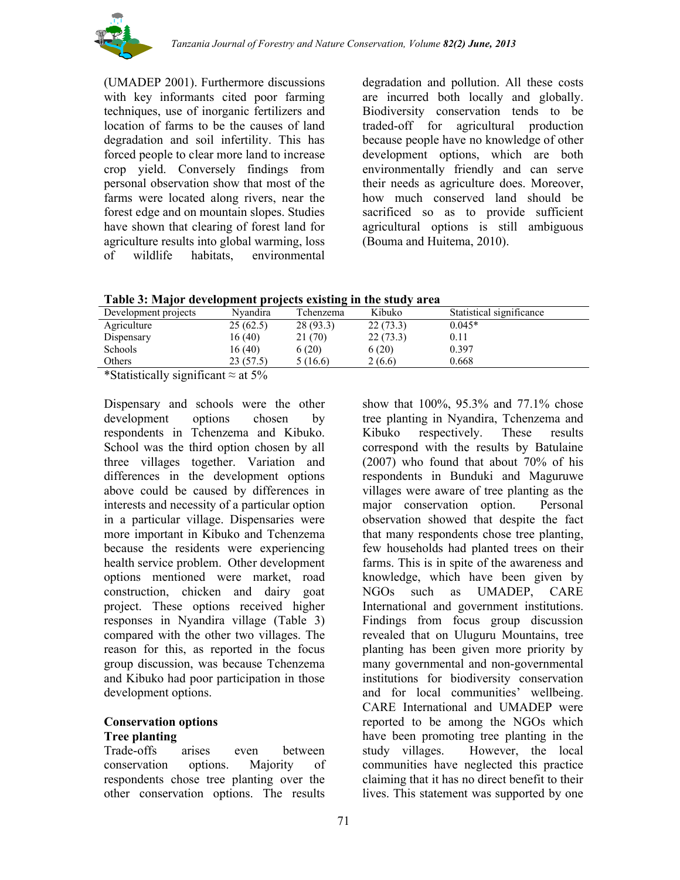(UMADEP 2001). Furthermore discussions with key informants cited poor farming techniques, use of inorganic fertilizers and location of farms to be the causes of land degradation and soil infertility. This has forced people to clear more land to increase crop yield. Conversely findings from personal observation show that most of the farms were located along rivers, near the forest edge and on mountain slopes. Studies have shown that clearing of forest land for agriculture results into global warming, loss of wildlife habitats, environmental degradation and pollution. All these costs are incurred both locally and globally. Biodiversity conservation tends to be traded-off for agricultural production because people have no knowledge of other development options, which are both environmentally friendly and can serve their needs as agriculture does. Moreover, how much conserved land should be sacrificed so as to provide sufficient agricultural options is still ambiguous (Bouma and Huitema, 2010).

**Table 3: Major development projects existing in the study area**

| Development projects | Nyandira | Tchenzema | Kibuko | Statistical significance |
|---|---|---|---|---|
| Agriculture | 25 (62.5) | 28 (93.3) | 22 (73.3) | 0.045* |
| Dispensary | 16 (40) | 21 (70) | 22 (73.3) | 0.11 |
| Schools | 16 (40) | 6 (20) | 6 (20) | 0.397 |
| Others | 23 (57.5) | 5 (16.6) | 2 (6.6) | 0.668 |

*Statistically significant ≈ at 5%

Dispensary and schools were the other development options chosen by respondents in Tchenzema and Kibuko. School was the third option chosen by all three villages together. Variation and differences in the development options above could be caused by differences in interests and necessity of a particular option in a particular village. Dispensaries were more important in Kibuko and Tchenzema because the residents were experiencing health service problem. Other development options mentioned were market, road construction, chicken and dairy goat project. These options received higher responses in Nyandira village (Table 3) compared with the other two villages. The reason for this, as reported in the focus group discussion, was because Tchenzema and Kibuko had poor participation in those development options.

## Conservation options

### Tree planting

Trade-offs arises even between conservation options. Majority of respondents chose tree planting over the other conservation options. The results show that 100%, 95.3% and 77.1% chose tree planting in Nyandira, Tchenzema and Kibuko respectively. These results correspond with the results by Batulaine (2007) who found that about 70% of his respondents in Bunduki and Maguruwe villages were aware of tree planting as the major conservation option. Personal observation showed that despite the fact that many respondents chose tree planting, few households had planted trees on their farms. This is in spite of the awareness and knowledge, which have been given by NGOs such as UMADEP, CARE International and government institutions. Findings from focus group discussion revealed that on Uluguru Mountains, tree planting has been given more priority by many governmental and non-governmental institutions for biodiversity conservation and for local communities' wellbeing. CARE International and UMADEP were reported to be among the NGOs which have been promoting tree planting in the study villages. However, the local communities have neglected this practice claiming that it has no direct benefit to their lives. This statement was supported by one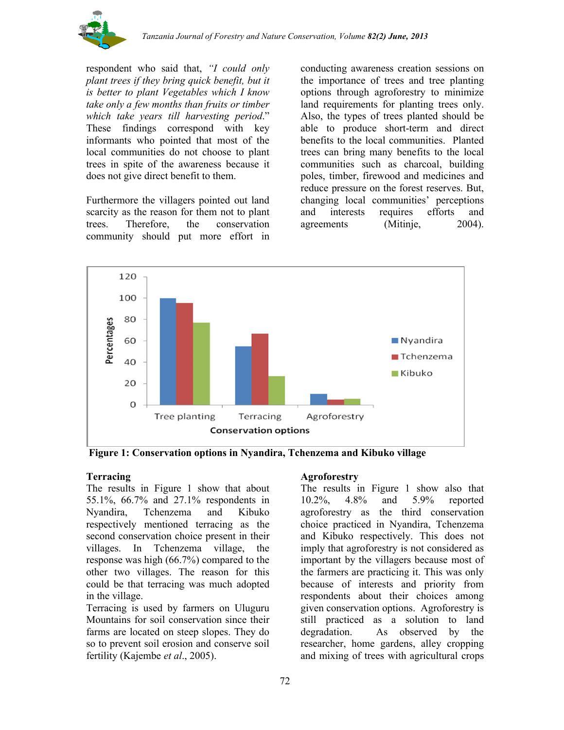respondent who said that, *"I could only plant trees if they bring quick benefit, but it is better to plant Vegetables which I know take only a few months than fruits or timber which take years till harvesting period*." These findings correspond with key informants who pointed that most of the local communities do not choose to plant trees in spite of the awareness because it does not give direct benefit to them.

Furthermore the villagers pointed out land scarcity as the reason for them not to plant trees. Therefore, the conservation community should put more effort in conducting awareness creation sessions on the importance of trees and tree planting options through agroforestry to minimize land requirements for planting trees only. Also, the types of trees planted should be able to produce short-term and direct benefits to the local communities. Planted trees can bring many benefits to the local communities such as charcoal, building poles, timber, firewood and medicines and reduce pressure on the forest reserves. But, changing local communities' perceptions and interests requires efforts and agreements (Mitinje, 2004).

**Figure 1: Conservation options in Nyandira, Tchenzema and Kibuko village**

### Terracing

The results in Figure 1 show that about 55.1%, 66.7% and 27.1% respondents in Nyandira, Tchenzema and Kibuko respectively mentioned terracing as the second conservation choice present in their villages. In Tchenzema village, the response was high (66.7%) compared to the other two villages. The reason for this could be that terracing was much adopted in the village.

Terracing is used by farmers on Uluguru Mountains for soil conservation since their farms are located on steep slopes. They do so to prevent soil erosion and conserve soil fertility (Kajembe *et al*., 2005).

### Agroforestry

The results in Figure 1 show also that 10.2%, 4.8% and 5.9% reported agroforestry as the third conservation choice practiced in Nyandira, Tchenzema and Kibuko respectively. This does not imply that agroforestry is not considered as important by the villagers because most of the farmers are practicing it. This was only because of interests and priority from respondents about their choices among given conservation options. Agroforestry is still practiced as a solution to land degradation. As observed by the researcher, home gardens, alley cropping and mixing of trees with agricultural crops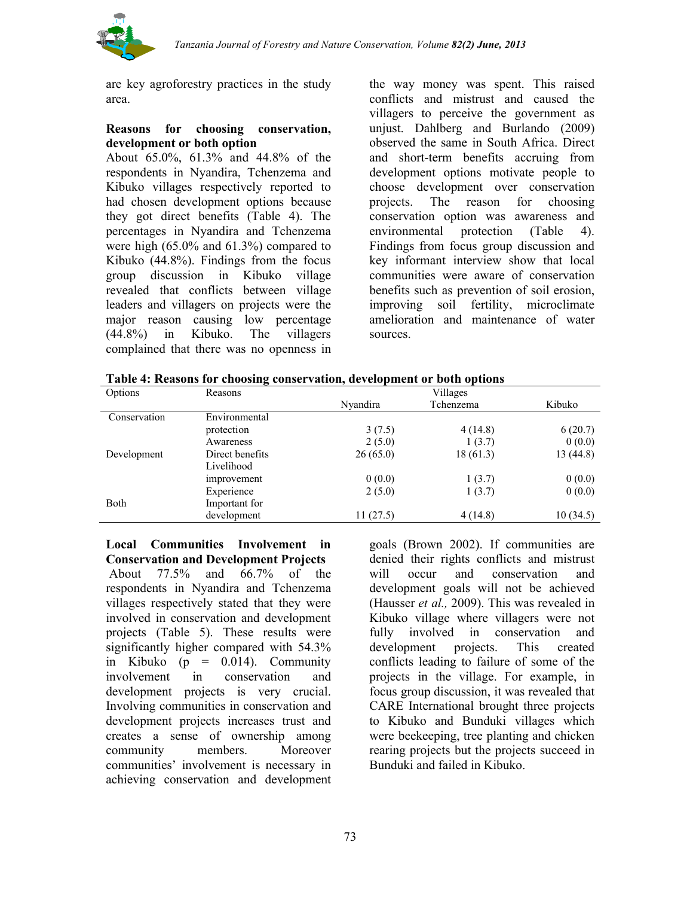are key agroforestry practices in the study area.

### Reasons for choosing conservation, development or both option

About 65.0%, 61.3% and 44.8% of the respondents in Nyandira, Tchenzema and Kibuko villages respectively reported to had chosen development options because they got direct benefits (Table 4). The percentages in Nyandira and Tchenzema were high (65.0% and 61.3%) compared to Kibuko (44.8%). Findings from the focus group discussion in Kibuko village revealed that conflicts between village leaders and villagers on projects were the major reason causing low percentage (44.8%) in Kibuko. The villagers complained that there was no openness in the way money was spent. This raised conflicts and mistrust and caused the villagers to perceive the government as unjust. Dahlberg and Burlando (2009) observed the same in South Africa. Direct and short-term benefits accruing from development options motivate people to choose development over conservation projects. The reason for choosing conservation option was awareness and environmental protection (Table 4). Findings from focus group discussion and key informant interview show that local communities were aware of conservation benefits such as prevention of soil erosion, improving soil fertility, microclimate amelioration and maintenance of water sources.

**Table 4: Reasons for choosing conservation, development or both options**

| Options | Reasons | Villages | | |
|---|---|---|---|---|
| | | Nyandira | Tchenzema | Kibuko |
| Conservation | Environmental protection | 3 (7.5) | 4 (14.8) | 6 (20.7) |
| | Awareness | 2 (5.0) | 1 (3.7) | 0 (0.0) |
| Development | Direct benefits | 26 (65.0) | 18 (61.3) | 13 (44.8) |
| | Livelihood improvement | 0 (0.0) | 1 (3.7) | 0 (0.0) |
| | Experience | 2 (5.0) | 1 (3.7) | 0 (0.0) |
| Both | Important for development | 11 (27.5) | 4 (14.8) | 10 (34.5) |

### Local Communities Involvement in Conservation and Development Projects

About 77.5% and 66.7% of the respondents in Nyandira and Tchenzema villages respectively stated that they were involved in conservation and development projects (Table 5). These results were significantly higher compared with 54.3% in Kibuko ($p = 0.014$). Community involvement in conservation and development projects is very crucial. Involving communities in conservation and development projects increases trust and creates a sense of ownership among community members. Moreover communities' involvement is necessary in achieving conservation and development goals (Brown 2002). If communities are denied their rights conflicts and mistrust will occur and conservation and development goals will not be achieved (Hausser *et al.,* 2009). This was revealed in Kibuko village where villagers were not fully involved in conservation and development projects. This created conflicts leading to failure of some of the projects in the village. For example, in focus group discussion, it was revealed that CARE International brought three projects to Kibuko and Bunduki villages which were beekeeping, tree planting and chicken rearing projects but the projects succeed in Bunduki and failed in Kibuko.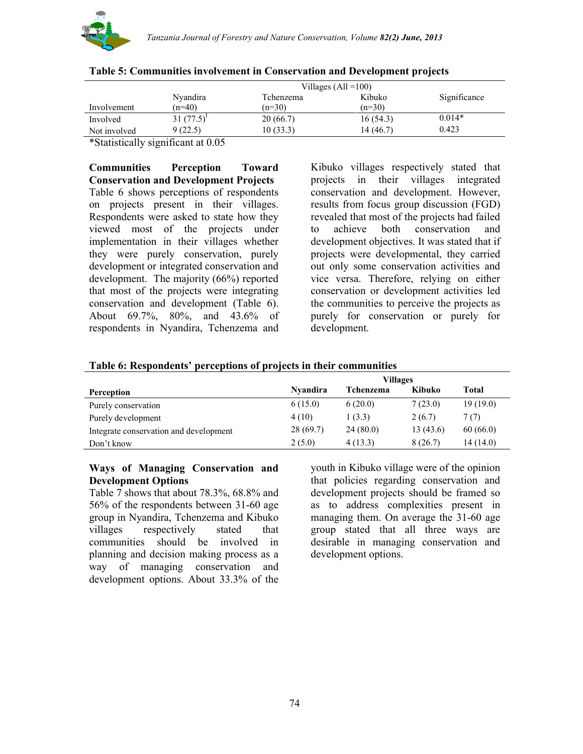**Table 5: Communities involvement in Conservation and Development projects**

| | Villages (All =100) | | | |
|---|---|---|---|---|
| Involvement | Nyandira (n=40) | Tchenzema (n=30) | Kibuko (n=30) | Significance |
| Involved | 31 (77.5)[1] | 20 (66.7) | 16 (54.3) | 0.014* |
| Not involved | 9 (22.5) | 10 (33.3) | 14 (46.7) | 0.423 |

*Statistically significant at 0.05

**Communities Perception Toward Conservation and Development Projects**

Table 6 shows perceptions of respondents on projects present in their villages. Respondents were asked to state how they viewed most of the projects under implementation in their villages whether they were purely conservation, purely development or integrated conservation and development. The majority (66%) reported that most of the projects were integrating conservation and development (Table 6). About 69.7%, 80%, and 43.6% of respondents in Nyandira, Tchenzema and Kibuko villages respectively stated that projects in their villages integrated conservation and development. However, results from focus group discussion (FGD) revealed that most of the projects had failed to achieve both conservation and development objectives. It was stated that if projects were developmental, they carried out only some conservation activities and vice versa. Therefore, relying on either conservation or development activities led the communities to perceive the projects as purely for conservation or purely for development.

**Table 6: Respondents' perceptions of projects in their communities**

| | Villages | | | |
|---|---|---|---|---|
| **Perception** | **Nyandira** | **Tchenzema** | **Kibuko** | **Total** |
| Purely conservation | 6 (15.0) | 6 (20.0) | 7 (23.0) | 19 (19.0) |
| Purely development | 4 (10) | 1 (3.3) | 2 (6.7) | 7 (7) |
| Integrate conservation and development | 28 (69.7) | 24 (80.0) | 13 (43.6) | 60 (66.0) |
| Don't know | 2 (5.0) | 4 (13.3) | 8 (26.7) | 14 (14.0) |

**Ways of Managing Conservation and Development Options**

Table 7 shows that about 78.3%, 68.8% and 56% of the respondents between 31-60 age group in Nyandira, Tchenzema and Kibuko villages respectively stated that communities should be involved in planning and decision making process as a way of managing conservation and development options. About 33.3% of the youth in Kibuko village were of the opinion that policies regarding conservation and development projects should be framed so as to address complexities present in managing them. On average the 31-60 age group stated that all three ways are desirable in managing conservation and development options.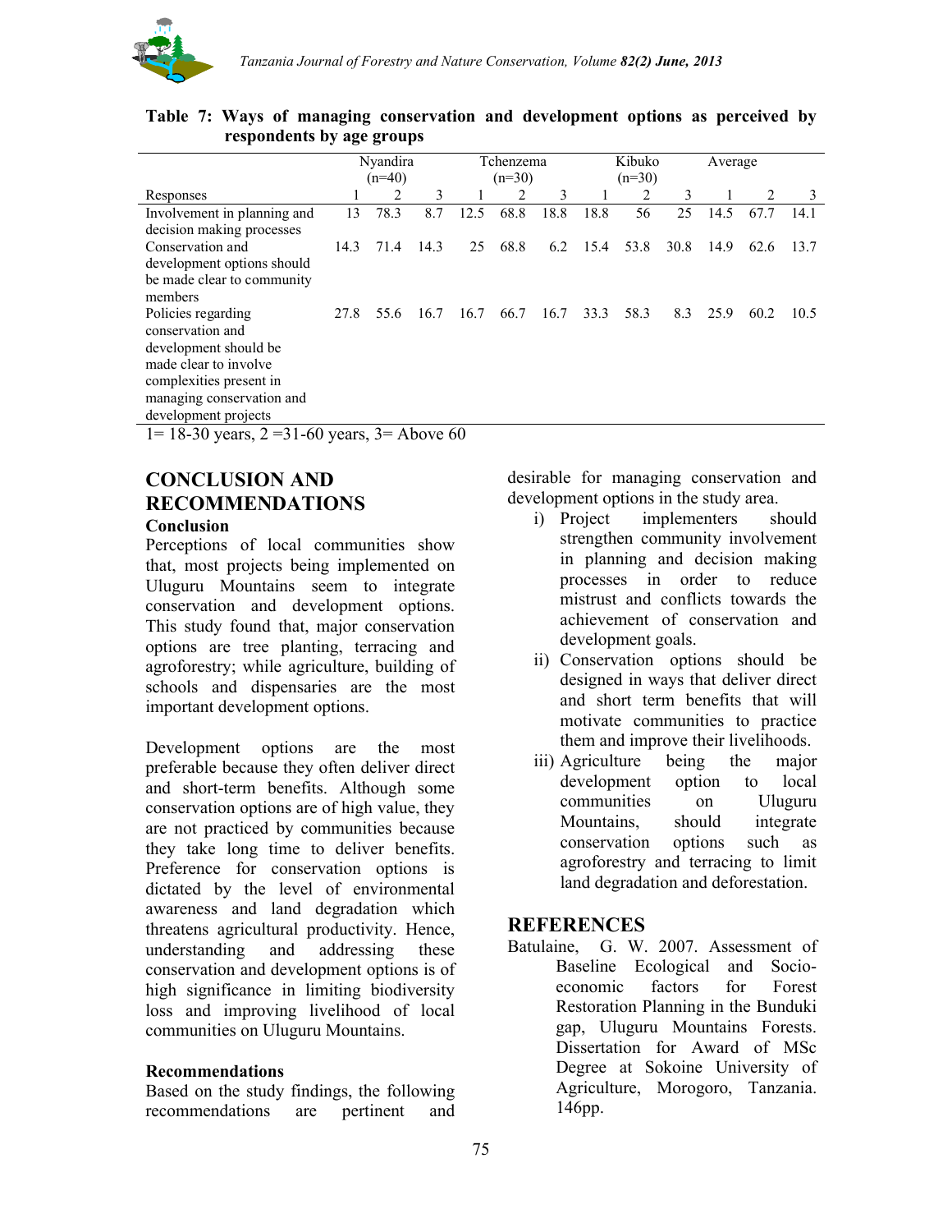**Table 7: Ways of managing conservation and development options as perceived by respondents by age groups**

| | Nyandira (n=40) | | | Tchenzema (n=30) | | | Kibuko (n=30) | | | Average | | |
|---|---|---|---|---|---|---|---|---|---|---|---|---|
| Responses | 1 | 2 | 3 | 1 | 2 | 3 | 1 | 2 | 3 | 1 | 2 | 3 |
| Involvement in planning and decision making processes | 13 | 78.3 | 8.7 | 12.5 | 68.8 | 18.8 | 18.8 | 56 | 25 | 14.5 | 67.7 | 14.1 |
| Conservation and development options should be made clear to community members | 14.3 | 71.4 | 14.3 | 25 | 68.8 | 6.2 | 15.4 | 53.8 | 30.8 | 14.9 | 62.6 | 13.7 |
| Policies regarding conservation and development should be made clear to involve complexities present in managing conservation and development projects | 27.8 | 55.6 | 16.7 | 16.7 | 66.7 | 16.7 | 33.3 | 58.3 | 8.3 | 25.9 | 60.2 | 10.5 |

1= 18-30 years, 2 =31-60 years, 3= Above 60

## CONCLUSION AND RECOMMENDATIONS

### Conclusion

Perceptions of local communities show that, most projects being implemented on Uluguru Mountains seem to integrate conservation and development options. This study found that, major conservation options are tree planting, terracing and agroforestry; while agriculture, building of schools and dispensaries are the most important development options.

Development options are the most preferable because they often deliver direct and short-term benefits. Although some conservation options are of high value, they are not practiced by communities because they take long time to deliver benefits. Preference for conservation options is dictated by the level of environmental awareness and land degradation which threatens agricultural productivity. Hence, understanding and addressing these conservation and development options is of high significance in limiting biodiversity loss and improving livelihood of local communities on Uluguru Mountains.

### Recommendations

Based on the study findings, the following recommendations are pertinent and desirable for managing conservation and development options in the study area.

i) Project implementers should strengthen community involvement in planning and decision making processes in order to reduce mistrust and conflicts towards the achievement of conservation and development goals.
ii) Conservation options should be designed in ways that deliver direct and short term benefits that will motivate communities to practice them and improve their livelihoods.
iii) Agriculture being the major development option to local communities on Uluguru Mountains, should integrate conservation options such as agroforestry and terracing to limit land degradation and deforestation.

## REFERENCES

Batulaine, G. W. 2007. Assessment of Baseline Ecological and Socio-economic factors for Forest Restoration Planning in the Bunduki gap, Uluguru Mountains Forests. Dissertation for Award of MSc Degree at Sokoine University of Agriculture, Morogoro, Tanzania. 146pp.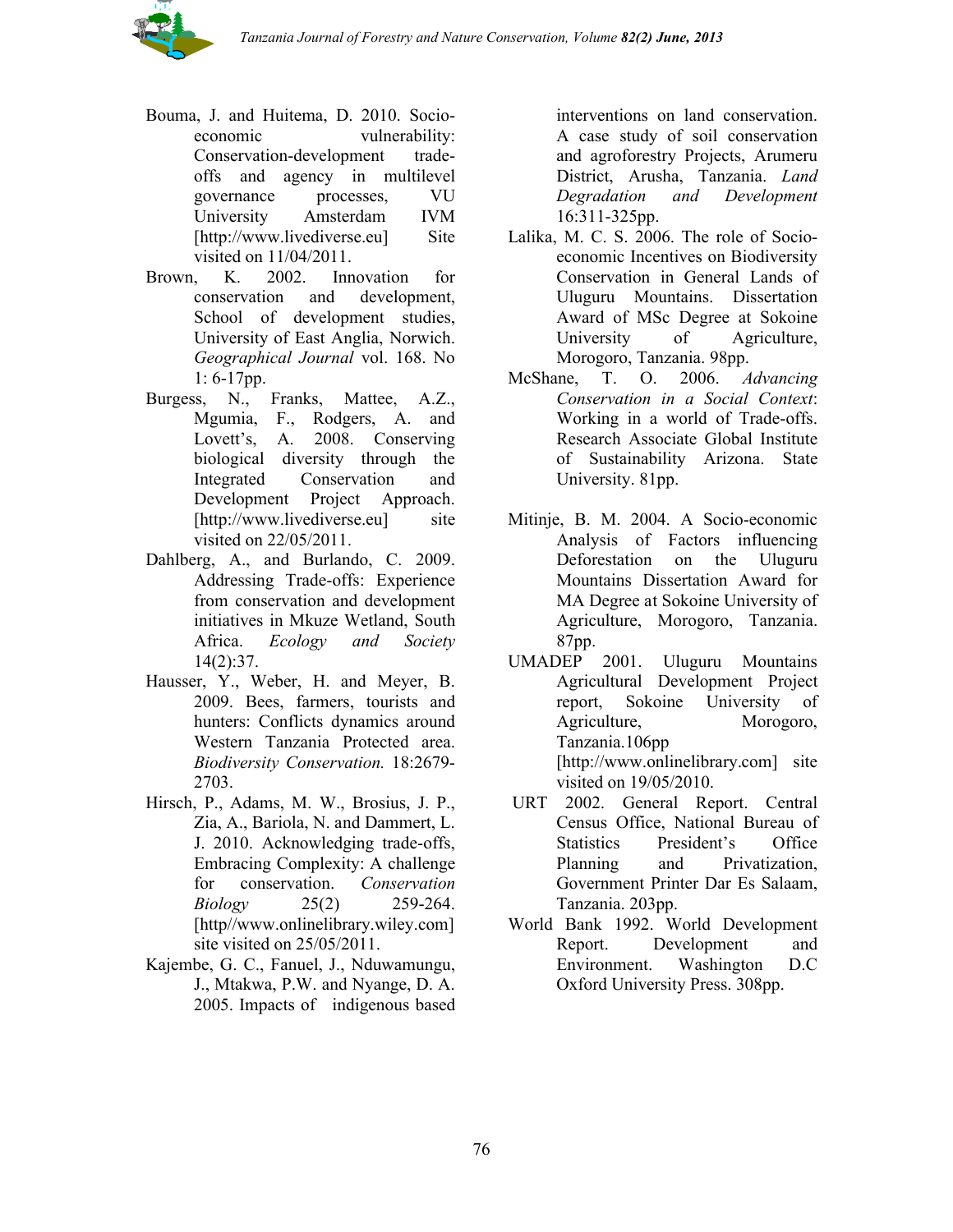Bouma, J. and Huitema, D. 2010. Socio-economic vulnerability: Conservation-development trade-offs and agency in multilevel governance processes, VU University Amsterdam IVM [http://www.livediverse.eu] Site visited on 11/04/2011.

Brown, K. 2002. Innovation for conservation and development, School of development studies, University of East Anglia, Norwich. *Geographical Journal* vol. 168. No 1: 6-17pp.

Burgess, N., Franks, Mattee, A.Z., Mgumia, F., Rodgers, A. and Lovett's, A. 2008. Conserving biological diversity through the Integrated Conservation and Development Project Approach. [http://www.livediverse.eu] site visited on 22/05/2011.

Dahlberg, A., and Burlando, C. 2009. Addressing Trade-offs: Experience from conservation and development initiatives in Mkuze Wetland, South Africa. *Ecology and Society* 14(2):37.

Hausser, Y., Weber, H. and Meyer, B. 2009. Bees, farmers, tourists and hunters: Conflicts dynamics around Western Tanzania Protected area. *Biodiversity Conservation.* 18:2679-2703.

Hirsch, P., Adams, M. W., Brosius, J. P., Zia, A., Bariola, N. and Dammert, L. J. 2010. Acknowledging trade-offs, Embracing Complexity: A challenge for conservation. *Conservation Biology* 25(2) 259-264. [http//www.onlinelibrary.wiley.com] site visited on 25/05/2011.

Kajembe, G. C., Fanuel, J., Nduwamungu, J., Mtakwa, P.W. and Nyange, D. A. 2005. Impacts of indigenous based interventions on land conservation. A case study of soil conservation and agroforestry Projects, Arumeru District, Arusha, Tanzania. *Land Degradation and Development* 16:311-325pp.

Lalika, M. C. S. 2006. The role of Socio-economic Incentives on Biodiversity Conservation in General Lands of Uluguru Mountains. Dissertation Award of MSc Degree at Sokoine University of Agriculture, Morogoro, Tanzania. 98pp.

McShane, T. O. 2006. *Advancing Conservation in a Social Context*: Working in a world of Trade-offs. Research Associate Global Institute of Sustainability Arizona. State University. 81pp.

Mitinje, B. M. 2004. A Socio-economic Analysis of Factors influencing Deforestation on the Uluguru Mountains Dissertation Award for MA Degree at Sokoine University of Agriculture, Morogoro, Tanzania. 87pp.

UMADEP 2001. Uluguru Mountains Agricultural Development Project report, Sokoine University of Agriculture, Morogoro, Tanzania.106pp [http://www.onlinelibrary.com] site visited on 19/05/2010.

URT 2002. General Report. Central Census Office, National Bureau of Statistics President's Office Planning and Privatization, Government Printer Dar Es Salaam, Tanzania. 203pp.

World Bank 1992. World Development Report. Development and Environment. Washington D.C Oxford University Press. 308pp.